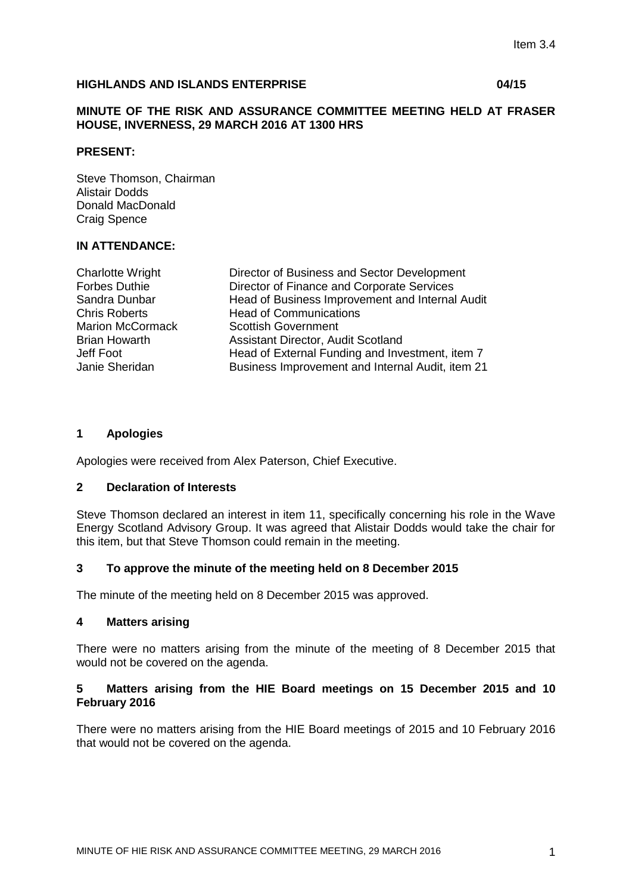Item 3.4

**HIGHLANDS AND ISLANDS ENTERPRISE 04/15**

**MINUTE OF THE RISK AND ASSURANCE COMMITTEE MEETING HELD AT FRASER HOUSE, INVERNESS, 29 MARCH 2016 AT 1300 HRS**

**PRESENT:**

Steve Thomson, Chairman
Alistair Dodds
Donald MacDonald
Craig Spence

**IN ATTENDANCE:**

| | |
|---|---|
| Charlotte Wright | Director of Business and Sector Development |
| Forbes Duthie | Director of Finance and Corporate Services |
| Sandra Dunbar | Head of Business Improvement and Internal Audit |
| Chris Roberts | Head of Communications |
| Marion McCormack | Scottish Government |
| Brian Howarth | Assistant Director, Audit Scotland |
| Jeff Foot | Head of External Funding and Investment, item 7 |
| Janie Sheridan | Business Improvement and Internal Audit, item 21 |

## 1 Apologies

Apologies were received from Alex Paterson, Chief Executive.

## 2 Declaration of Interests

Steve Thomson declared an interest in item 11, specifically concerning his role in the Wave Energy Scotland Advisory Group. It was agreed that Alistair Dodds would take the chair for this item, but that Steve Thomson could remain in the meeting.

## 3 To approve the minute of the meeting held on 8 December 2015

The minute of the meeting held on 8 December 2015 was approved.

## 4 Matters arising

There were no matters arising from the minute of the meeting of 8 December 2015 that would not be covered on the agenda.

## 5 Matters arising from the HIE Board meetings on 15 December 2015 and 10 February 2016

There were no matters arising from the HIE Board meetings of 2015 and 10 February 2016 that would not be covered on the agenda.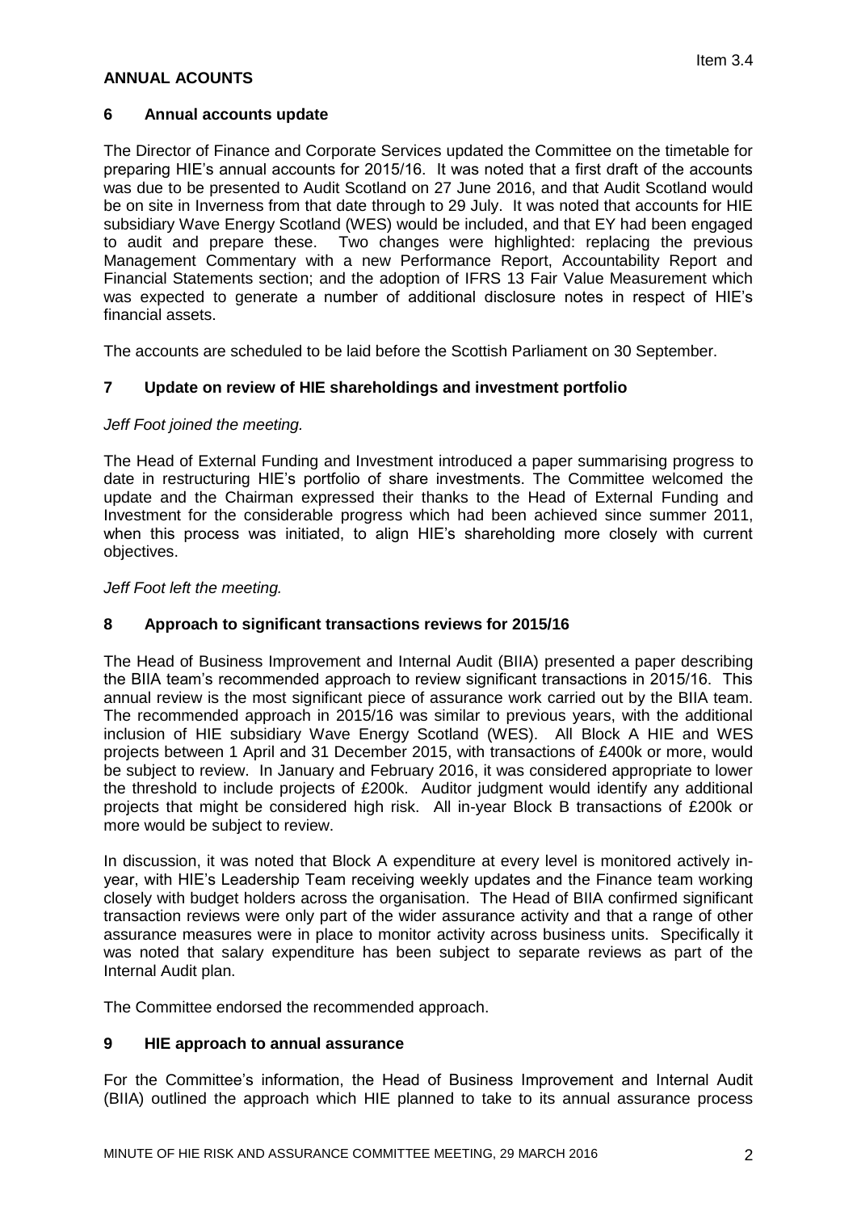## ANNUAL ACOUNTS

### 6 Annual accounts update

The Director of Finance and Corporate Services updated the Committee on the timetable for preparing HIE's annual accounts for 2015/16. It was noted that a first draft of the accounts was due to be presented to Audit Scotland on 27 June 2016, and that Audit Scotland would be on site in Inverness from that date through to 29 July. It was noted that accounts for HIE subsidiary Wave Energy Scotland (WES) would be included, and that EY had been engaged to audit and prepare these. Two changes were highlighted: replacing the previous Management Commentary with a new Performance Report, Accountability Report and Financial Statements section; and the adoption of IFRS 13 Fair Value Measurement which was expected to generate a number of additional disclosure notes in respect of HIE's financial assets.

The accounts are scheduled to be laid before the Scottish Parliament on 30 September.

### 7 Update on review of HIE shareholdings and investment portfolio

*Jeff Foot joined the meeting.*

The Head of External Funding and Investment introduced a paper summarising progress to date in restructuring HIE's portfolio of share investments. The Committee welcomed the update and the Chairman expressed their thanks to the Head of External Funding and Investment for the considerable progress which had been achieved since summer 2011, when this process was initiated, to align HIE's shareholding more closely with current objectives.

*Jeff Foot left the meeting.*

### 8 Approach to significant transactions reviews for 2015/16

The Head of Business Improvement and Internal Audit (BIIA) presented a paper describing the BIIA team's recommended approach to review significant transactions in 2015/16. This annual review is the most significant piece of assurance work carried out by the BIIA team. The recommended approach in 2015/16 was similar to previous years, with the additional inclusion of HIE subsidiary Wave Energy Scotland (WES). All Block A HIE and WES projects between 1 April and 31 December 2015, with transactions of £400k or more, would be subject to review. In January and February 2016, it was considered appropriate to lower the threshold to include projects of £200k. Auditor judgment would identify any additional projects that might be considered high risk. All in-year Block B transactions of £200k or more would be subject to review.

In discussion, it was noted that Block A expenditure at every level is monitored actively in-year, with HIE's Leadership Team receiving weekly updates and the Finance team working closely with budget holders across the organisation. The Head of BIIA confirmed significant transaction reviews were only part of the wider assurance activity and that a range of other assurance measures were in place to monitor activity across business units. Specifically it was noted that salary expenditure has been subject to separate reviews as part of the Internal Audit plan.

The Committee endorsed the recommended approach.

### 9 HIE approach to annual assurance

For the Committee's information, the Head of Business Improvement and Internal Audit (BIIA) outlined the approach which HIE planned to take to its annual assurance process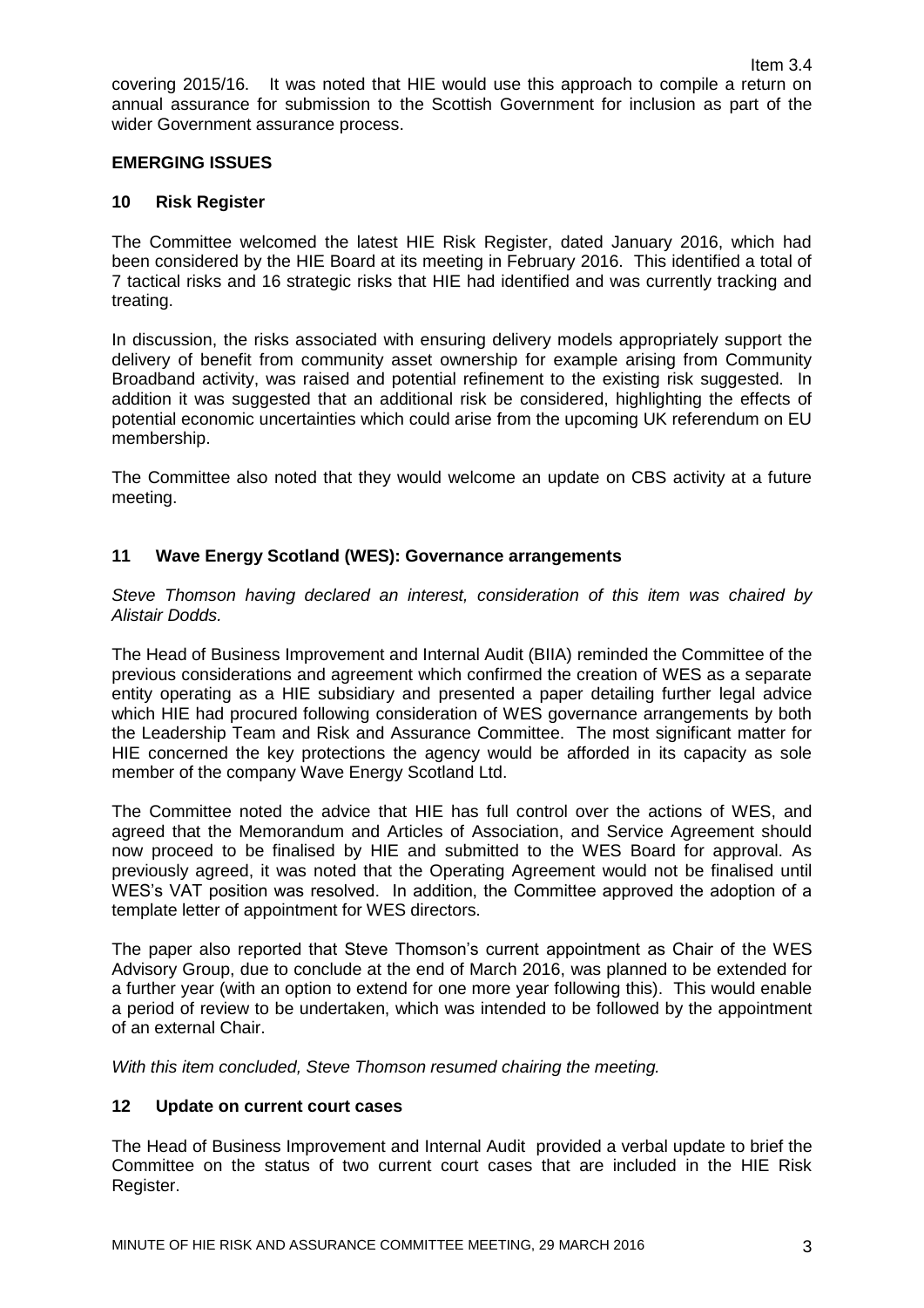covering 2015/16. It was noted that HIE would use this approach to compile a return on annual assurance for submission to the Scottish Government for inclusion as part of the wider Government assurance process.

## EMERGING ISSUES

### 10 Risk Register

The Committee welcomed the latest HIE Risk Register, dated January 2016, which had been considered by the HIE Board at its meeting in February 2016. This identified a total of 7 tactical risks and 16 strategic risks that HIE had identified and was currently tracking and treating.

In discussion, the risks associated with ensuring delivery models appropriately support the delivery of benefit from community asset ownership for example arising from Community Broadband activity, was raised and potential refinement to the existing risk suggested. In addition it was suggested that an additional risk be considered, highlighting the effects of potential economic uncertainties which could arise from the upcoming UK referendum on EU membership.

The Committee also noted that they would welcome an update on CBS activity at a future meeting.

### 11 Wave Energy Scotland (WES): Governance arrangements

*Steve Thomson having declared an interest, consideration of this item was chaired by Alistair Dodds.*

The Head of Business Improvement and Internal Audit (BIIA) reminded the Committee of the previous considerations and agreement which confirmed the creation of WES as a separate entity operating as a HIE subsidiary and presented a paper detailing further legal advice which HIE had procured following consideration of WES governance arrangements by both the Leadership Team and Risk and Assurance Committee. The most significant matter for HIE concerned the key protections the agency would be afforded in its capacity as sole member of the company Wave Energy Scotland Ltd.

The Committee noted the advice that HIE has full control over the actions of WES, and agreed that the Memorandum and Articles of Association, and Service Agreement should now proceed to be finalised by HIE and submitted to the WES Board for approval. As previously agreed, it was noted that the Operating Agreement would not be finalised until WES's VAT position was resolved. In addition, the Committee approved the adoption of a template letter of appointment for WES directors.

The paper also reported that Steve Thomson's current appointment as Chair of the WES Advisory Group, due to conclude at the end of March 2016, was planned to be extended for a further year (with an option to extend for one more year following this). This would enable a period of review to be undertaken, which was intended to be followed by the appointment of an external Chair.

*With this item concluded, Steve Thomson resumed chairing the meeting.*

### 12 Update on current court cases

The Head of Business Improvement and Internal Audit provided a verbal update to brief the Committee on the status of two current court cases that are included in the HIE Risk Register.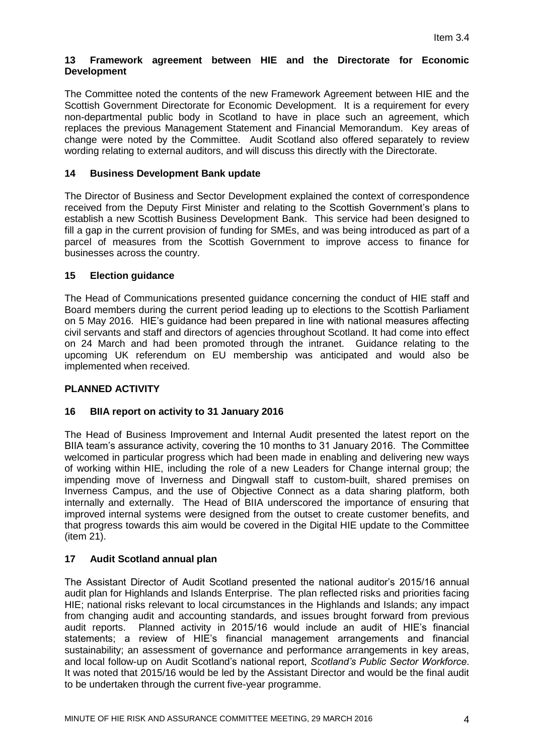Item 3.4

### 13 Framework agreement between HIE and the Directorate for Economic Development

The Committee noted the contents of the new Framework Agreement between HIE and the Scottish Government Directorate for Economic Development. It is a requirement for every non-departmental public body in Scotland to have in place such an agreement, which replaces the previous Management Statement and Financial Memorandum. Key areas of change were noted by the Committee. Audit Scotland also offered separately to review wording relating to external auditors, and will discuss this directly with the Directorate.

### 14 Business Development Bank update

The Director of Business and Sector Development explained the context of correspondence received from the Deputy First Minister and relating to the Scottish Government's plans to establish a new Scottish Business Development Bank. This service had been designed to fill a gap in the current provision of funding for SMEs, and was being introduced as part of a parcel of measures from the Scottish Government to improve access to finance for businesses across the country.

### 15 Election guidance

The Head of Communications presented guidance concerning the conduct of HIE staff and Board members during the current period leading up to elections to the Scottish Parliament on 5 May 2016. HIE's guidance had been prepared in line with national measures affecting civil servants and staff and directors of agencies throughout Scotland. It had come into effect on 24 March and had been promoted through the intranet. Guidance relating to the upcoming UK referendum on EU membership was anticipated and would also be implemented when received.

## PLANNED ACTIVITY

### 16 BIIA report on activity to 31 January 2016

The Head of Business Improvement and Internal Audit presented the latest report on the BIIA team's assurance activity, covering the 10 months to 31 January 2016. The Committee welcomed in particular progress which had been made in enabling and delivering new ways of working within HIE, including the role of a new Leaders for Change internal group; the impending move of Inverness and Dingwall staff to custom-built, shared premises on Inverness Campus, and the use of Objective Connect as a data sharing platform, both internally and externally. The Head of BIIA underscored the importance of ensuring that improved internal systems were designed from the outset to create customer benefits, and that progress towards this aim would be covered in the Digital HIE update to the Committee (item 21).

### 17 Audit Scotland annual plan

The Assistant Director of Audit Scotland presented the national auditor's 2015/16 annual audit plan for Highlands and Islands Enterprise. The plan reflected risks and priorities facing HIE; national risks relevant to local circumstances in the Highlands and Islands; any impact from changing audit and accounting standards, and issues brought forward from previous audit reports. Planned activity in 2015/16 would include an audit of HIE's financial statements; a review of HIE's financial management arrangements and financial sustainability; an assessment of governance and performance arrangements in key areas, and local follow-up on Audit Scotland's national report, *Scotland's Public Sector Workforce*. It was noted that 2015/16 would be led by the Assistant Director and would be the final audit to be undertaken through the current five-year programme.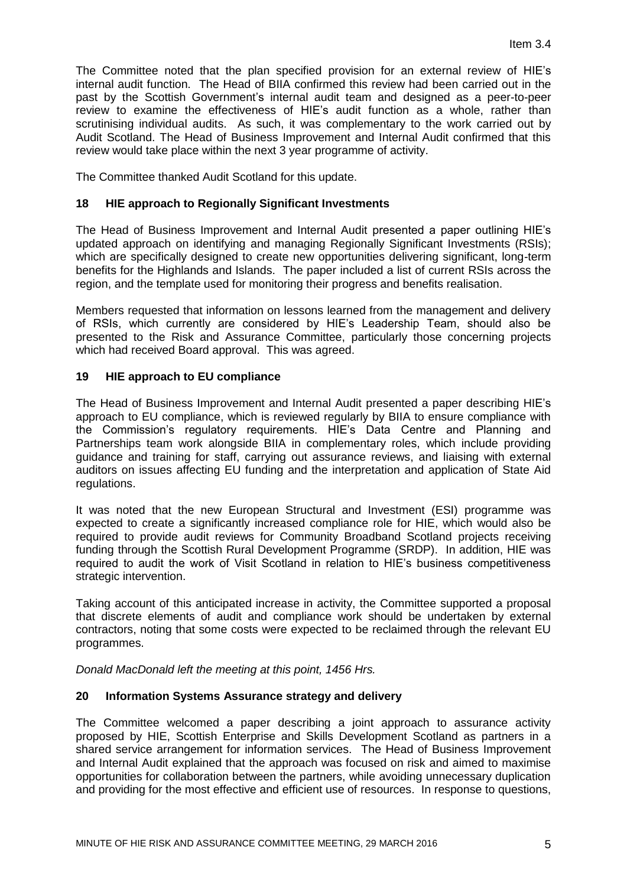The Committee noted that the plan specified provision for an external review of HIE's internal audit function. The Head of BIIA confirmed this review had been carried out in the past by the Scottish Government's internal audit team and designed as a peer-to-peer review to examine the effectiveness of HIE's audit function as a whole, rather than scrutinising individual audits. As such, it was complementary to the work carried out by Audit Scotland. The Head of Business Improvement and Internal Audit confirmed that this review would take place within the next 3 year programme of activity.

The Committee thanked Audit Scotland for this update.

## 18 HIE approach to Regionally Significant Investments

The Head of Business Improvement and Internal Audit presented a paper outlining HIE's updated approach on identifying and managing Regionally Significant Investments (RSIs); which are specifically designed to create new opportunities delivering significant, long-term benefits for the Highlands and Islands. The paper included a list of current RSIs across the region, and the template used for monitoring their progress and benefits realisation.

Members requested that information on lessons learned from the management and delivery of RSIs, which currently are considered by HIE's Leadership Team, should also be presented to the Risk and Assurance Committee, particularly those concerning projects which had received Board approval. This was agreed.

## 19 HIE approach to EU compliance

The Head of Business Improvement and Internal Audit presented a paper describing HIE's approach to EU compliance, which is reviewed regularly by BIIA to ensure compliance with the Commission's regulatory requirements. HIE's Data Centre and Planning and Partnerships team work alongside BIIA in complementary roles, which include providing guidance and training for staff, carrying out assurance reviews, and liaising with external auditors on issues affecting EU funding and the interpretation and application of State Aid regulations.

It was noted that the new European Structural and Investment (ESI) programme was expected to create a significantly increased compliance role for HIE, which would also be required to provide audit reviews for Community Broadband Scotland projects receiving funding through the Scottish Rural Development Programme (SRDP). In addition, HIE was required to audit the work of Visit Scotland in relation to HIE's business competitiveness strategic intervention.

Taking account of this anticipated increase in activity, the Committee supported a proposal that discrete elements of audit and compliance work should be undertaken by external contractors, noting that some costs were expected to be reclaimed through the relevant EU programmes.

*Donald MacDonald left the meeting at this point, 1456 Hrs.*

## 20 Information Systems Assurance strategy and delivery

The Committee welcomed a paper describing a joint approach to assurance activity proposed by HIE, Scottish Enterprise and Skills Development Scotland as partners in a shared service arrangement for information services. The Head of Business Improvement and Internal Audit explained that the approach was focused on risk and aimed to maximise opportunities for collaboration between the partners, while avoiding unnecessary duplication and providing for the most effective and efficient use of resources. In response to questions,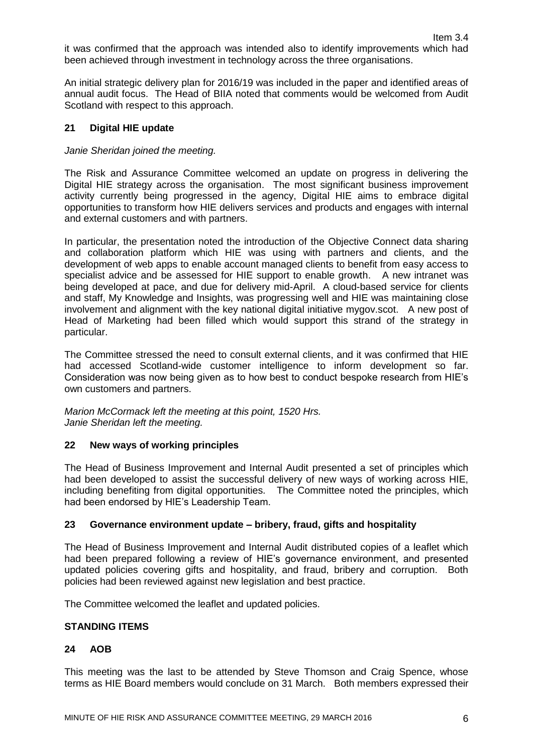it was confirmed that the approach was intended also to identify improvements which had been achieved through investment in technology across the three organisations.

An initial strategic delivery plan for 2016/19 was included in the paper and identified areas of annual audit focus. The Head of BIIA noted that comments would be welcomed from Audit Scotland with respect to this approach.

## 21 Digital HIE update

*Janie Sheridan joined the meeting.*

The Risk and Assurance Committee welcomed an update on progress in delivering the Digital HIE strategy across the organisation. The most significant business improvement activity currently being progressed in the agency, Digital HIE aims to embrace digital opportunities to transform how HIE delivers services and products and engages with internal and external customers and with partners.

In particular, the presentation noted the introduction of the Objective Connect data sharing and collaboration platform which HIE was using with partners and clients, and the development of web apps to enable account managed clients to benefit from easy access to specialist advice and be assessed for HIE support to enable growth. A new intranet was being developed at pace, and due for delivery mid-April. A cloud-based service for clients and staff, My Knowledge and Insights, was progressing well and HIE was maintaining close involvement and alignment with the key national digital initiative mygov.scot. A new post of Head of Marketing had been filled which would support this strand of the strategy in particular.

The Committee stressed the need to consult external clients, and it was confirmed that HIE had accessed Scotland-wide customer intelligence to inform development so far. Consideration was now being given as to how best to conduct bespoke research from HIE's own customers and partners.

*Marion McCormack left the meeting at this point, 1520 Hrs.*
*Janie Sheridan left the meeting.*

## 22 New ways of working principles

The Head of Business Improvement and Internal Audit presented a set of principles which had been developed to assist the successful delivery of new ways of working across HIE, including benefiting from digital opportunities. The Committee noted the principles, which had been endorsed by HIE's Leadership Team.

## 23 Governance environment update – bribery, fraud, gifts and hospitality

The Head of Business Improvement and Internal Audit distributed copies of a leaflet which had been prepared following a review of HIE's governance environment, and presented updated policies covering gifts and hospitality, and fraud, bribery and corruption. Both policies had been reviewed against new legislation and best practice.

The Committee welcomed the leaflet and updated policies.

## STANDING ITEMS

## 24 AOB

This meeting was the last to be attended by Steve Thomson and Craig Spence, whose terms as HIE Board members would conclude on 31 March. Both members expressed their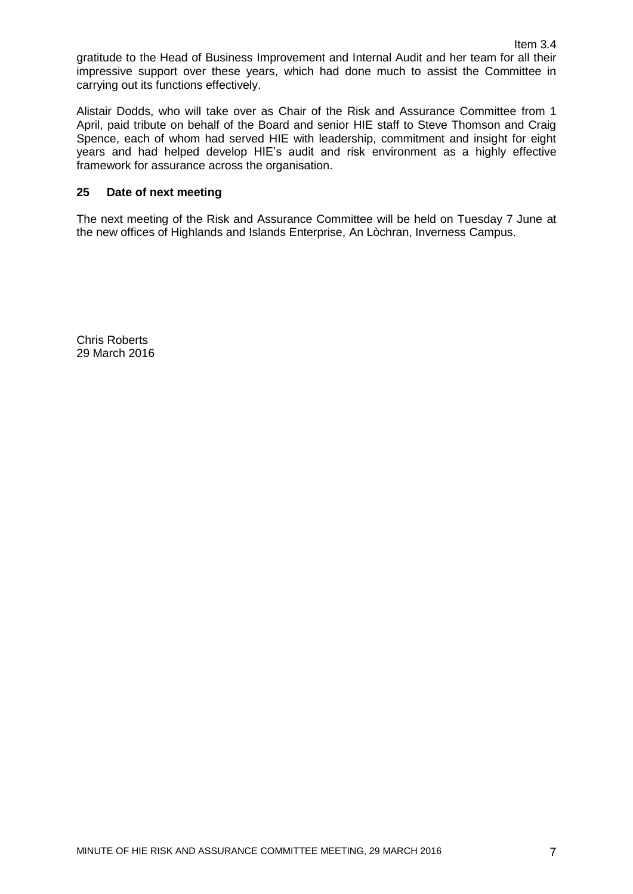gratitude to the Head of Business Improvement and Internal Audit and her team for all their impressive support over these years, which had done much to assist the Committee in carrying out its functions effectively.

Alistair Dodds, who will take over as Chair of the Risk and Assurance Committee from 1 April, paid tribute on behalf of the Board and senior HIE staff to Steve Thomson and Craig Spence, each of whom had served HIE with leadership, commitment and insight for eight years and had helped develop HIE's audit and risk environment as a highly effective framework for assurance across the organisation.

**25 Date of next meeting**

The next meeting of the Risk and Assurance Committee will be held on Tuesday 7 June at the new offices of Highlands and Islands Enterprise, An Lòchran, Inverness Campus.

Chris Roberts
29 March 2016